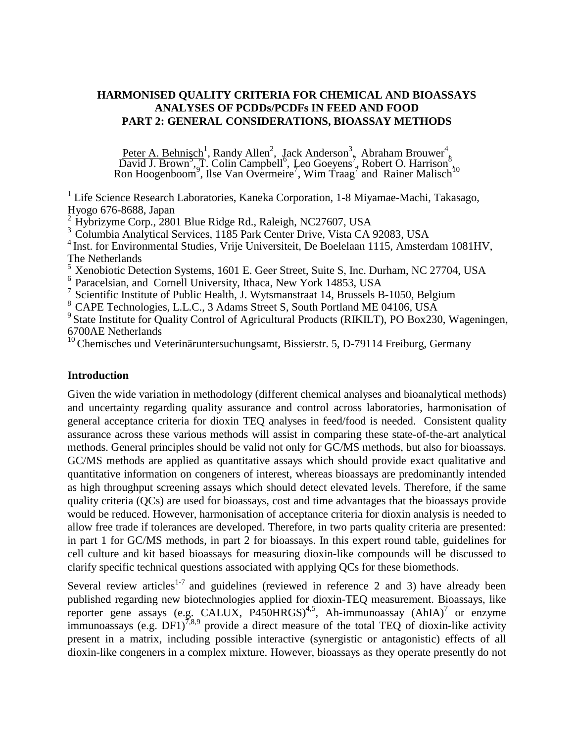# HARMONISED QUALITY CRITERIA FOR CHEMICAL AND BIOASSAYS ANALYSES OF PCDDs/PCDFs IN FEED AND FOOD
# PART 2: GENERAL CONSIDERATIONS, BIOASSAY METHODS

Peter A. Behnisch[1], Randy Allen[2], Jack Anderson[3], Abraham Brouwer[4], David J. Brown[5], T. Colin Campbell[6], Leo Goeyens[7], Robert O. Harrison[8], Ron Hoogenboom[9], Ilse Van Overmeire[7], Wim Traag[7] and Rainer Malisch[10]

[1] Life Science Research Laboratories, Kaneka Corporation, 1-8 Miyamae-Machi, Takasago, Hyogo 676-8688, Japan
[2] Hybrizyme Corp., 2801 Blue Ridge Rd., Raleigh, NC27607, USA
[3] Columbia Analytical Services, 1185 Park Center Drive, Vista CA 92083, USA
[4] Inst. for Environmental Studies, Vrije Universiteit, De Boelelaan 1115, Amsterdam 1081HV, The Netherlands
[5] Xenobiotic Detection Systems, 1601 E. Geer Street, Suite S, Inc. Durham, NC 27704, USA
[6] Paracelsian, and Cornell University, Ithaca, New York 14853, USA
[7] Scientific Institute of Public Health, J. Wytsmanstraat 14, Brussels B-1050, Belgium
[8] CAPE Technologies, L.L.C., 3 Adams Street S, South Portland ME 04106, USA
[9] State Institute for Quality Control of Agricultural Products (RIKILT), PO Box230, Wageningen, 6700AE Netherlands
[10] Chemisches und Veterinäruntersuchungsamt, Bissierstr. 5, D-79114 Freiburg, Germany

## Introduction

Given the wide variation in methodology (different chemical analyses and bioanalytical methods) and uncertainty regarding quality assurance and control across laboratories, harmonisation of general acceptance criteria for dioxin TEQ analyses in feed/food is needed. Consistent quality assurance across these various methods will assist in comparing these state-of-the-art analytical methods. General principles should be valid not only for GC/MS methods, but also for bioassays. GC/MS methods are applied as quantitative assays which should provide exact qualitative and quantitative information on congeners of interest, whereas bioassays are predominantly intended as high throughput screening assays which should detect elevated levels. Therefore, if the same quality criteria (QCs) are used for bioassays, cost and time advantages that the bioassays provide would be reduced. However, harmonisation of acceptance criteria for dioxin analysis is needed to allow free trade if tolerances are developed. Therefore, in two parts quality criteria are presented: in part 1 for GC/MS methods, in part 2 for bioassays. In this expert round table, guidelines for cell culture and kit based bioassays for measuring dioxin-like compounds will be discussed to clarify specific technical questions associated with applying QCs for these biomethods.

Several review articles[1-7] and guidelines (reviewed in reference 2 and 3) have already been published regarding new biotechnologies applied for dioxin-TEQ measurement. Bioassays, like reporter gene assays (e.g. CALUX, P450HRGS)[4,5], Ah-immunoassay (AhIA)[7] or enzyme immunoassays (e.g. DF1)[7,8,9] provide a direct measure of the total TEQ of dioxin-like activity present in a matrix, including possible interactive (synergistic or antagonistic) effects of all dioxin-like congeners in a complex mixture. However, bioassays as they operate presently do not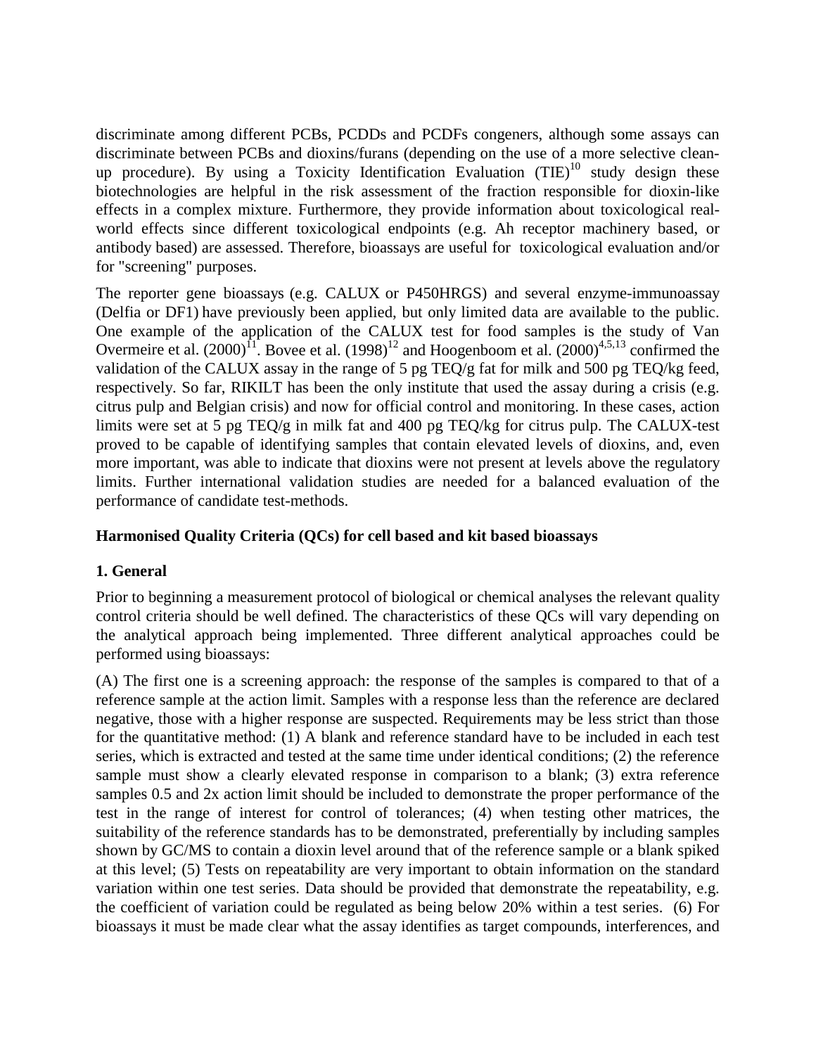discriminate among different PCBs, PCDDs and PCDFs congeners, although some assays can discriminate between PCBs and dioxins/furans (depending on the use of a more selective clean-up procedure). By using a Toxicity Identification Evaluation (TIE)[10] study design these biotechnologies are helpful in the risk assessment of the fraction responsible for dioxin-like effects in a complex mixture. Furthermore, they provide information about toxicological real-world effects since different toxicological endpoints (e.g. Ah receptor machinery based, or antibody based) are assessed. Therefore, bioassays are useful for toxicological evaluation and/or for "screening" purposes.

The reporter gene bioassays (e.g. CALUX or P450HRGS) and several enzyme-immunoassay (Delfia or DF1) have previously been applied, but only limited data are available to the public. One example of the application of the CALUX test for food samples is the study of Van Overmeire et al. (2000)[11]. Bovee et al. (1998)[12] and Hoogenboom et al. (2000)[4,5,13] confirmed the validation of the CALUX assay in the range of 5 pg TEQ/g fat for milk and 500 pg TEQ/kg feed, respectively. So far, RIKILT has been the only institute that used the assay during a crisis (e.g. citrus pulp and Belgian crisis) and now for official control and monitoring. In these cases, action limits were set at 5 pg TEQ/g in milk fat and 400 pg TEQ/kg for citrus pulp. The CALUX-test proved to be capable of identifying samples that contain elevated levels of dioxins, and, even more important, was able to indicate that dioxins were not present at levels above the regulatory limits. Further international validation studies are needed for a balanced evaluation of the performance of candidate test-methods.

**Harmonised Quality Criteria (QCs) for cell based and kit based bioassays**

**1. General**

Prior to beginning a measurement protocol of biological or chemical analyses the relevant quality control criteria should be well defined. The characteristics of these QCs will vary depending on the analytical approach being implemented. Three different analytical approaches could be performed using bioassays:

(A) The first one is a screening approach: the response of the samples is compared to that of a reference sample at the action limit. Samples with a response less than the reference are declared negative, those with a higher response are suspected. Requirements may be less strict than those for the quantitative method: (1) A blank and reference standard have to be included in each test series, which is extracted and tested at the same time under identical conditions; (2) the reference sample must show a clearly elevated response in comparison to a blank; (3) extra reference samples 0.5 and 2x action limit should be included to demonstrate the proper performance of the test in the range of interest for control of tolerances; (4) when testing other matrices, the suitability of the reference standards has to be demonstrated, preferentially by including samples shown by GC/MS to contain a dioxin level around that of the reference sample or a blank spiked at this level; (5) Tests on repeatability are very important to obtain information on the standard variation within one test series. Data should be provided that demonstrate the repeatability, e.g. the coefficient of variation could be regulated as being below 20% within a test series. (6) For bioassays it must be made clear what the assay identifies as target compounds, interferences, and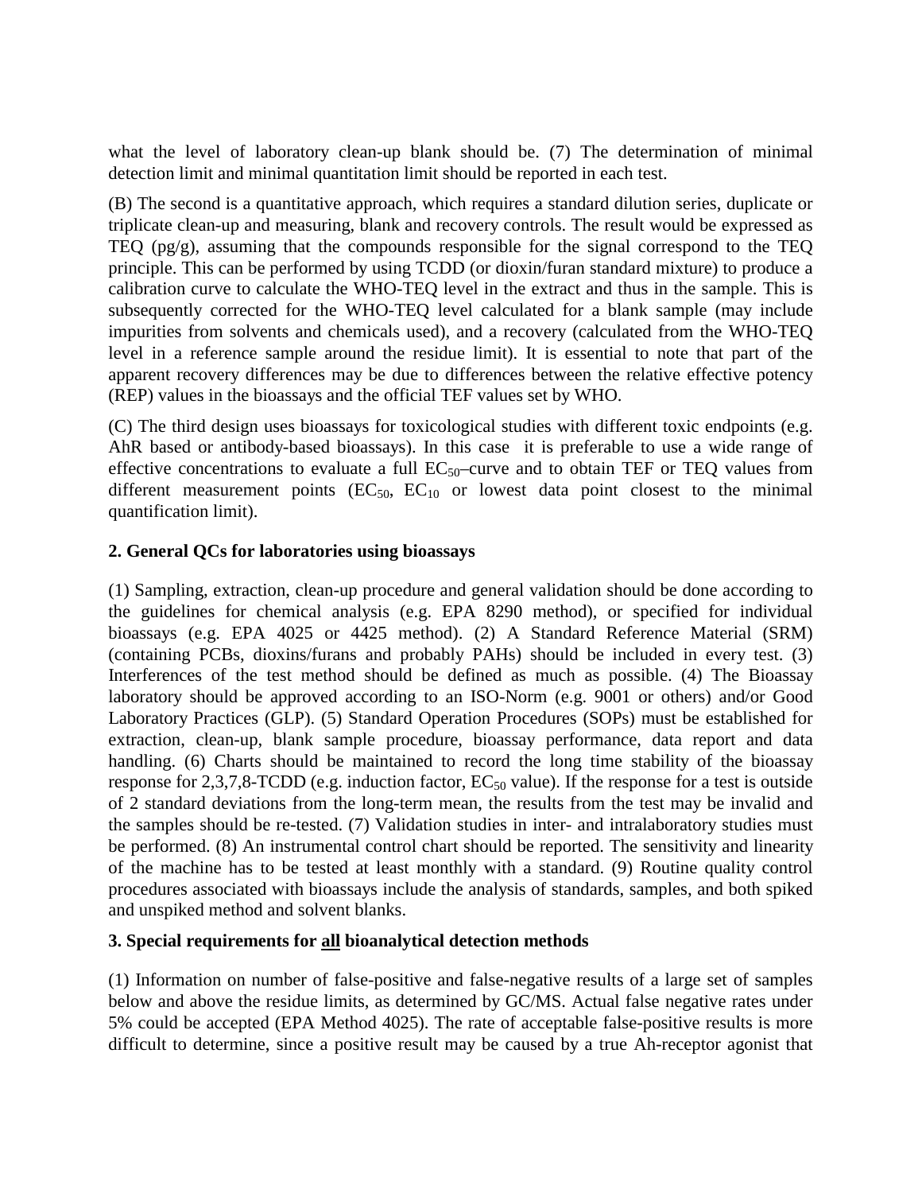what the level of laboratory clean-up blank should be. (7) The determination of minimal detection limit and minimal quantitation limit should be reported in each test.

(B) The second is a quantitative approach, which requires a standard dilution series, duplicate or triplicate clean-up and measuring, blank and recovery controls. The result would be expressed as TEQ (pg/g), assuming that the compounds responsible for the signal correspond to the TEQ principle. This can be performed by using TCDD (or dioxin/furan standard mixture) to produce a calibration curve to calculate the WHO-TEQ level in the extract and thus in the sample. This is subsequently corrected for the WHO-TEQ level calculated for a blank sample (may include impurities from solvents and chemicals used), and a recovery (calculated from the WHO-TEQ level in a reference sample around the residue limit). It is essential to note that part of the apparent recovery differences may be due to differences between the relative effective potency (REP) values in the bioassays and the official TEF values set by WHO.

(C) The third design uses bioassays for toxicological studies with different toxic endpoints (e.g. AhR based or antibody-based bioassays). In this case it is preferable to use a wide range of effective concentrations to evaluate a full $EC_{50}$–curve and to obtain TEF or TEQ values from different measurement points ($EC_{50}$, $EC_{10}$ or lowest data point closest to the minimal quantification limit).

**2. General QCs for laboratories using bioassays**

(1) Sampling, extraction, clean-up procedure and general validation should be done according to the guidelines for chemical analysis (e.g. EPA 8290 method), or specified for individual bioassays (e.g. EPA 4025 or 4425 method). (2) A Standard Reference Material (SRM) (containing PCBs, dioxins/furans and probably PAHs) should be included in every test. (3) Interferences of the test method should be defined as much as possible. (4) The Bioassay laboratory should be approved according to an ISO-Norm (e.g. 9001 or others) and/or Good Laboratory Practices (GLP). (5) Standard Operation Procedures (SOPs) must be established for extraction, clean-up, blank sample procedure, bioassay performance, data report and data handling. (6) Charts should be maintained to record the long time stability of the bioassay response for 2,3,7,8-TCDD (e.g. induction factor, $EC_{50}$ value). If the response for a test is outside of 2 standard deviations from the long-term mean, the results from the test may be invalid and the samples should be re-tested. (7) Validation studies in inter- and intralaboratory studies must be performed. (8) An instrumental control chart should be reported. The sensitivity and linearity of the machine has to be tested at least monthly with a standard. (9) Routine quality control procedures associated with bioassays include the analysis of standards, samples, and both spiked and unspiked method and solvent blanks.

**3. Special requirements for <u>all</u> bioanalytical detection methods**

(1) Information on number of false-positive and false-negative results of a large set of samples below and above the residue limits, as determined by GC/MS. Actual false negative rates under 5% could be accepted (EPA Method 4025). The rate of acceptable false-positive results is more difficult to determine, since a positive result may be caused by a true Ah-receptor agonist that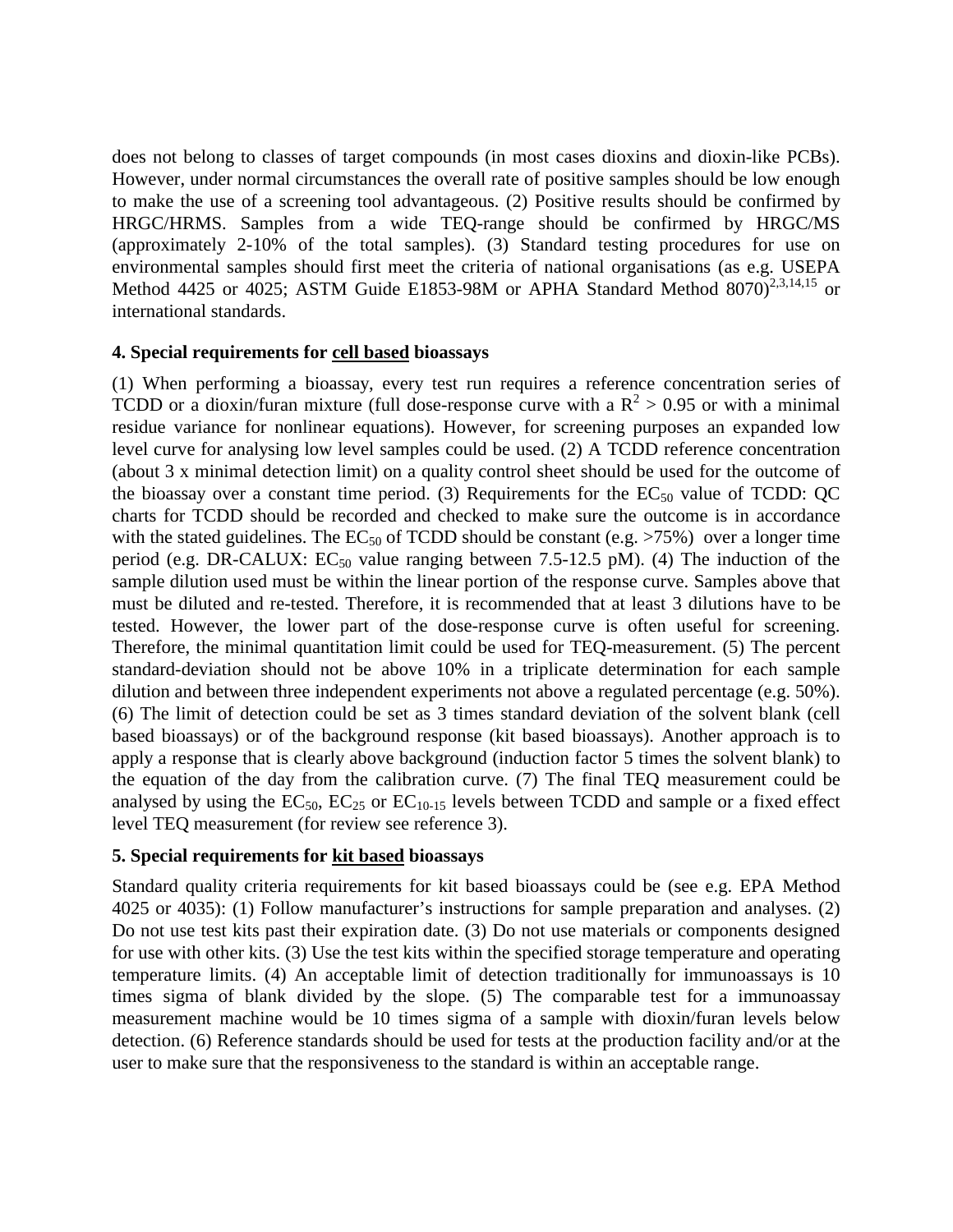does not belong to classes of target compounds (in most cases dioxins and dioxin-like PCBs). However, under normal circumstances the overall rate of positive samples should be low enough to make the use of a screening tool advantageous. (2) Positive results should be confirmed by HRGC/HRMS. Samples from a wide TEQ-range should be confirmed by HRGC/MS (approximately 2-10% of the total samples). (3) Standard testing procedures for use on environmental samples should first meet the criteria of national organisations (as e.g. USEPA Method 4425 or 4025; ASTM Guide E1853-98M or APHA Standard Method 8070)[2,3,14,15] or international standards.

**4. Special requirements for cell based bioassays**

(1) When performing a bioassay, every test run requires a reference concentration series of TCDD or a dioxin/furan mixture (full dose-response curve with a $R^2 > 0.95$ or with a minimal residue variance for nonlinear equations). However, for screening purposes an expanded low level curve for analysing low level samples could be used. (2) A TCDD reference concentration (about 3 x minimal detection limit) on a quality control sheet should be used for the outcome of the bioassay over a constant time period. (3) Requirements for the $EC_{50}$ value of TCDD: QC charts for TCDD should be recorded and checked to make sure the outcome is in accordance with the stated guidelines. The $EC_{50}$ of TCDD should be constant (e.g. >75%) over a longer time period (e.g. DR-CALUX: $EC_{50}$ value ranging between 7.5-12.5 pM). (4) The induction of the sample dilution used must be within the linear portion of the response curve. Samples above that must be diluted and re-tested. Therefore, it is recommended that at least 3 dilutions have to be tested. However, the lower part of the dose-response curve is often useful for screening. Therefore, the minimal quantitation limit could be used for TEQ-measurement. (5) The percent standard-deviation should not be above 10% in a triplicate determination for each sample dilution and between three independent experiments not above a regulated percentage (e.g. 50%). (6) The limit of detection could be set as 3 times standard deviation of the solvent blank (cell based bioassays) or of the background response (kit based bioassays). Another approach is to apply a response that is clearly above background (induction factor 5 times the solvent blank) to the equation of the day from the calibration curve. (7) The final TEQ measurement could be analysed by using the $EC_{50}$, $EC_{25}$ or $EC_{10-15}$ levels between TCDD and sample or a fixed effect level TEQ measurement (for review see reference 3).

**5. Special requirements for kit based bioassays**

Standard quality criteria requirements for kit based bioassays could be (see e.g. EPA Method 4025 or 4035): (1) Follow manufacturer's instructions for sample preparation and analyses. (2) Do not use test kits past their expiration date. (3) Do not use materials or components designed for use with other kits. (3) Use the test kits within the specified storage temperature and operating temperature limits. (4) An acceptable limit of detection traditionally for immunoassays is 10 times sigma of blank divided by the slope. (5) The comparable test for a immunoassay measurement machine would be 10 times sigma of a sample with dioxin/furan levels below detection. (6) Reference standards should be used for tests at the production facility and/or at the user to make sure that the responsiveness to the standard is within an acceptable range.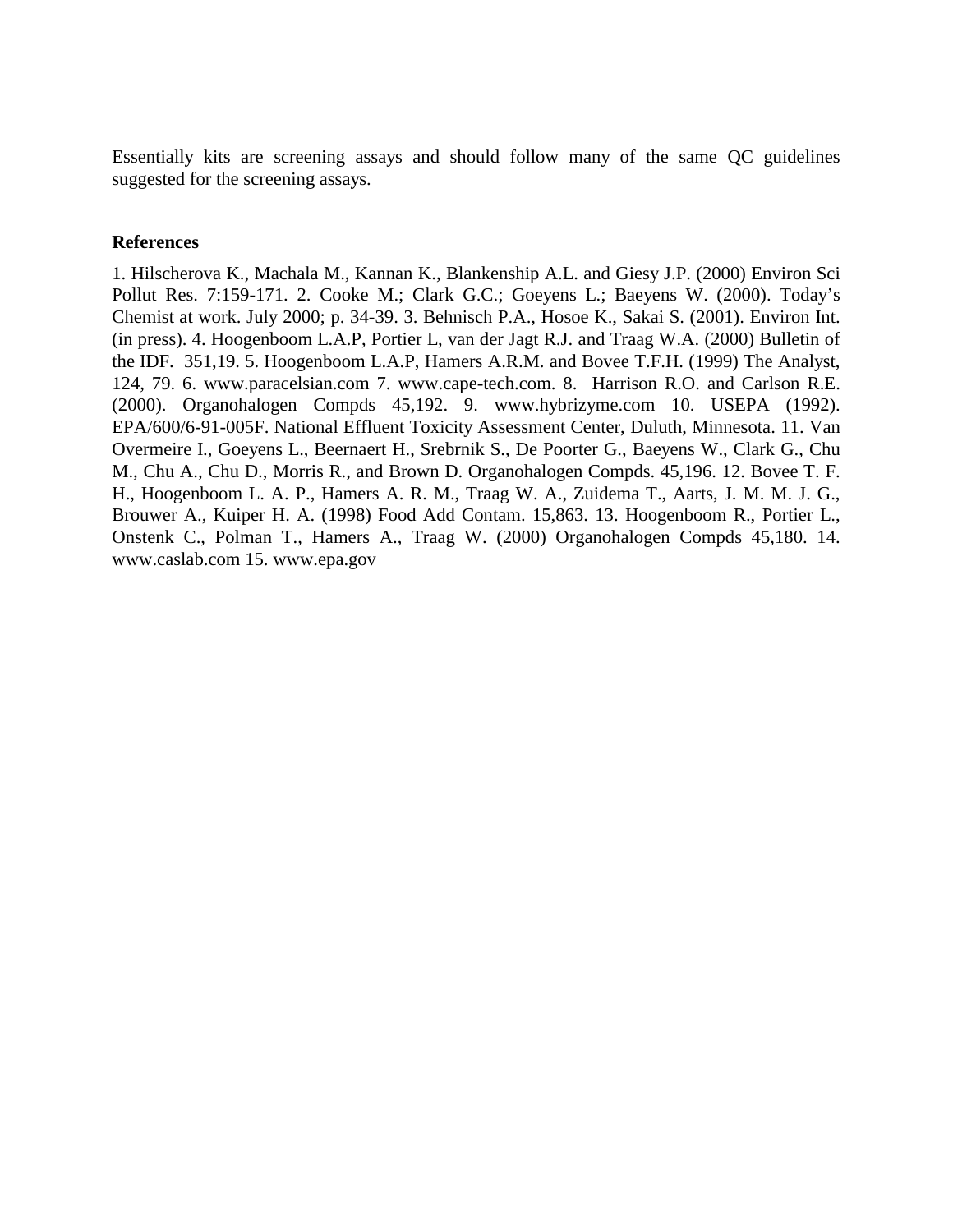Essentially kits are screening assays and should follow many of the same QC guidelines suggested for the screening assays.

**References**

1. Hilscherova K., Machala M., Kannan K., Blankenship A.L. and Giesy J.P. (2000) Environ Sci Pollut Res. 7:159-171. 2. Cooke M.; Clark G.C.; Goeyens L.; Baeyens W. (2000). Today's Chemist at work. July 2000; p. 34-39. 3. Behnisch P.A., Hosoe K., Sakai S. (2001). Environ Int. (in press). 4. Hoogenboom L.A.P, Portier L, van der Jagt R.J. and Traag W.A. (2000) Bulletin of the IDF. 351,19. 5. Hoogenboom L.A.P, Hamers A.R.M. and Bovee T.F.H. (1999) The Analyst, 124, 79. 6. www.paracelsian.com 7. www.cape-tech.com. 8. Harrison R.O. and Carlson R.E. (2000). Organohalogen Compds 45,192. 9. www.hybrizyme.com 10. USEPA (1992). EPA/600/6-91-005F. National Effluent Toxicity Assessment Center, Duluth, Minnesota. 11. Van Overmeire I., Goeyens L., Beernaert H., Srebrnik S., De Poorter G., Baeyens W., Clark G., Chu M., Chu A., Chu D., Morris R., and Brown D. Organohalogen Compds. 45,196. 12. Bovee T. F. H., Hoogenboom L. A. P., Hamers A. R. M., Traag W. A., Zuidema T., Aarts, J. M. M. J. G., Brouwer A., Kuiper H. A. (1998) Food Add Contam. 15,863. 13. Hoogenboom R., Portier L., Onstenk C., Polman T., Hamers A., Traag W. (2000) Organohalogen Compds 45,180. 14. www.caslab.com 15. www.epa.gov